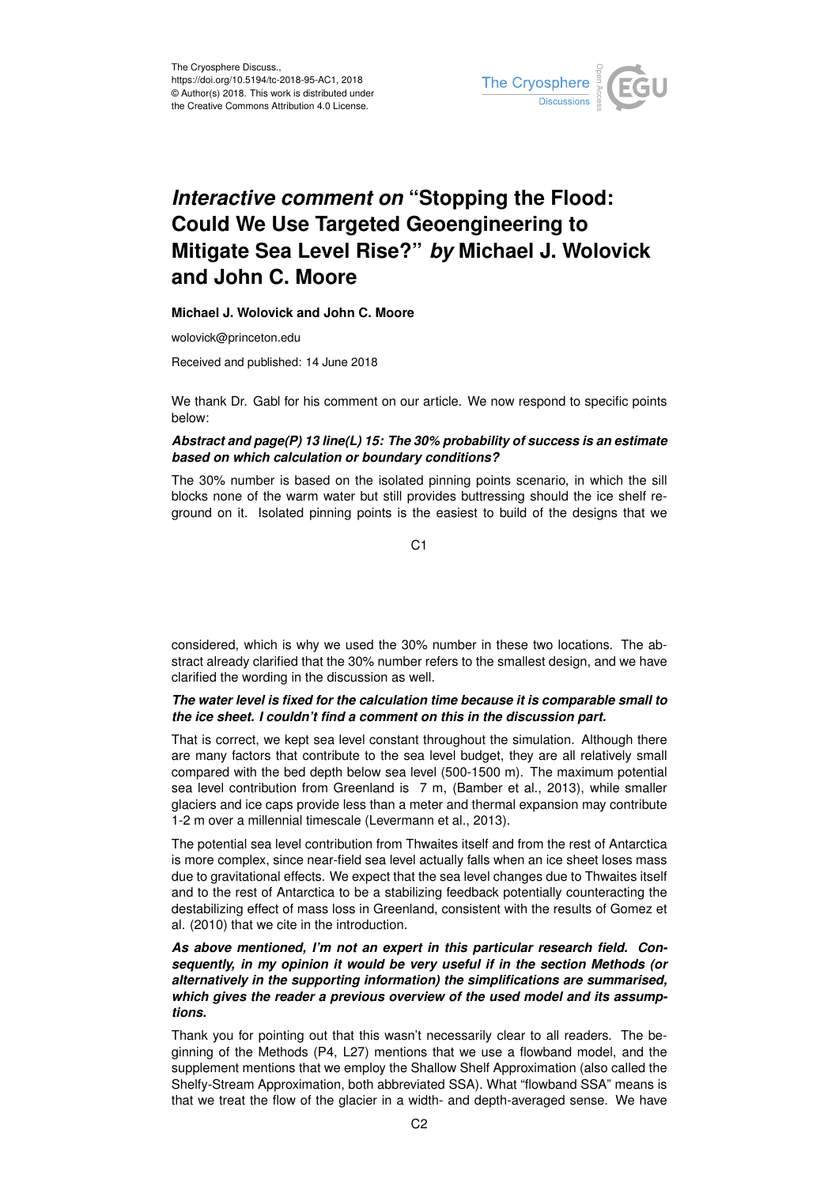The Cryosphere Discuss.,
https://doi.org/10.5194/tc-2018-95-AC1, 2018
© Author(s) 2018. This work is distributed under
the Creative Commons Attribution 4.0 License.

# *Interactive comment on* "Stopping the Flood: Could We Use Targeted Geoengineering to Mitigate Sea Level Rise?" *by* Michael J. Wolovick and John C. Moore

**Michael J. Wolovick and John C. Moore**

wolovick@princeton.edu

Received and published: 14 June 2018

We thank Dr. Gabl for his comment on our article. We now respond to specific points below:

***Abstract and page(P) 13 line(L) 15: The 30% probability of success is an estimate based on which calculation or boundary conditions?***

The 30% number is based on the isolated pinning points scenario, in which the sill blocks none of the warm water but still provides buttressing should the ice shelf reground on it. Isolated pinning points is the easiest to build of the designs that we considered, which is why we used the 30% number in these two locations. The abstract already clarified that the 30% number refers to the smallest design, and we have clarified the wording in the discussion as well.

***The water level is fixed for the calculation time because it is comparable small to the ice sheet. I couldn't find a comment on this in the discussion part.***

That is correct, we kept sea level constant throughout the simulation. Although there are many factors that contribute to the sea level budget, they are all relatively small compared with the bed depth below sea level (500-1500 m). The maximum potential sea level contribution from Greenland is 7 m, (Bamber et al., 2013), while smaller glaciers and ice caps provide less than a meter and thermal expansion may contribute 1-2 m over a millennial timescale (Levermann et al., 2013).

The potential sea level contribution from Thwaites itself and from the rest of Antarctica is more complex, since near-field sea level actually falls when an ice sheet loses mass due to gravitational effects. We expect that the sea level changes due to Thwaites itself and to the rest of Antarctica to be a stabilizing feedback potentially counteracting the destabilizing effect of mass loss in Greenland, consistent with the results of Gomez et al. (2010) that we cite in the introduction.

***As above mentioned, I'm not an expert in this particular research field. Consequently, in my opinion it would be very useful if in the section Methods (or alternatively in the supporting information) the simplifications are summarised, which gives the reader a previous overview of the used model and its assumptions.***

Thank you for pointing out that this wasn't necessarily clear to all readers. The beginning of the Methods (P4, L27) mentions that we use a flowband model, and the supplement mentions that we employ the Shallow Shelf Approximation (also called the Shelfy-Stream Approximation, both abbreviated SSA). What "flowband SSA" means is that we treat the flow of the glacier in a width- and depth-averaged sense. We have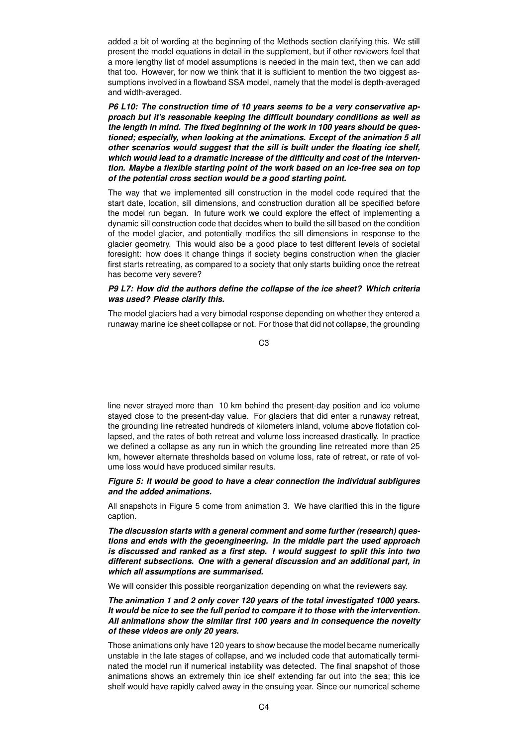added a bit of wording at the beginning of the Methods section clarifying this. We still present the model equations in detail in the supplement, but if other reviewers feel that a more lengthy list of model assumptions is needed in the main text, then we can add that too. However, for now we think that it is sufficient to mention the two biggest assumptions involved in a flowband SSA model, namely that the model is depth-averaged and width-averaged.

***P6 L10: The construction time of 10 years seems to be a very conservative approach but it's reasonable keeping the difficult boundary conditions as well as the length in mind. The fixed beginning of the work in 100 years should be questioned; especially, when looking at the animations. Except of the animation 5 all other scenarios would suggest that the sill is built under the floating ice shelf, which would lead to a dramatic increase of the difficulty and cost of the intervention. Maybe a flexible starting point of the work based on an ice-free sea on top of the potential cross section would be a good starting point.***

The way that we implemented sill construction in the model code required that the start date, location, sill dimensions, and construction duration all be specified before the model run began. In future work we could explore the effect of implementing a dynamic sill construction code that decides when to build the sill based on the condition of the model glacier, and potentially modifies the sill dimensions in response to the glacier geometry. This would also be a good place to test different levels of societal foresight: how does it change things if society begins construction when the glacier first starts retreating, as compared to a society that only starts building once the retreat has become very severe?

***P9 L7: How did the authors define the collapse of the ice sheet? Which criteria was used? Please clarify this.***

The model glaciers had a very bimodal response depending on whether they entered a runaway marine ice sheet collapse or not. For those that did not collapse, the grounding line never strayed more than 10 km behind the present-day position and ice volume stayed close to the present-day value. For glaciers that did enter a runaway retreat, the grounding line retreated hundreds of kilometers inland, volume above flotation collapsed, and the rates of both retreat and volume loss increased drastically. In practice we defined a collapse as any run in which the grounding line retreated more than 25 km, however alternate thresholds based on volume loss, rate of retreat, or rate of volume loss would have produced similar results.

***Figure 5: It would be good to have a clear connection the individual subfigures and the added animations.***

All snapshots in Figure 5 come from animation 3. We have clarified this in the figure caption.

***The discussion starts with a general comment and some further (research) questions and ends with the geoengineering. In the middle part the used approach is discussed and ranked as a first step. I would suggest to split this into two different subsections. One with a general discussion and an additional part, in which all assumptions are summarised.***

We will consider this possible reorganization depending on what the reviewers say.

***The animation 1 and 2 only cover 120 years of the total investigated 1000 years. It would be nice to see the full period to compare it to those with the intervention. All animations show the similar first 100 years and in consequence the novelty of these videos are only 20 years.***

Those animations only have 120 years to show because the model became numerically unstable in the late stages of collapse, and we included code that automatically terminated the model run if numerical instability was detected. The final snapshot of those animations shows an extremely thin ice shelf extending far out into the sea; this ice shelf would have rapidly calved away in the ensuing year. Since our numerical scheme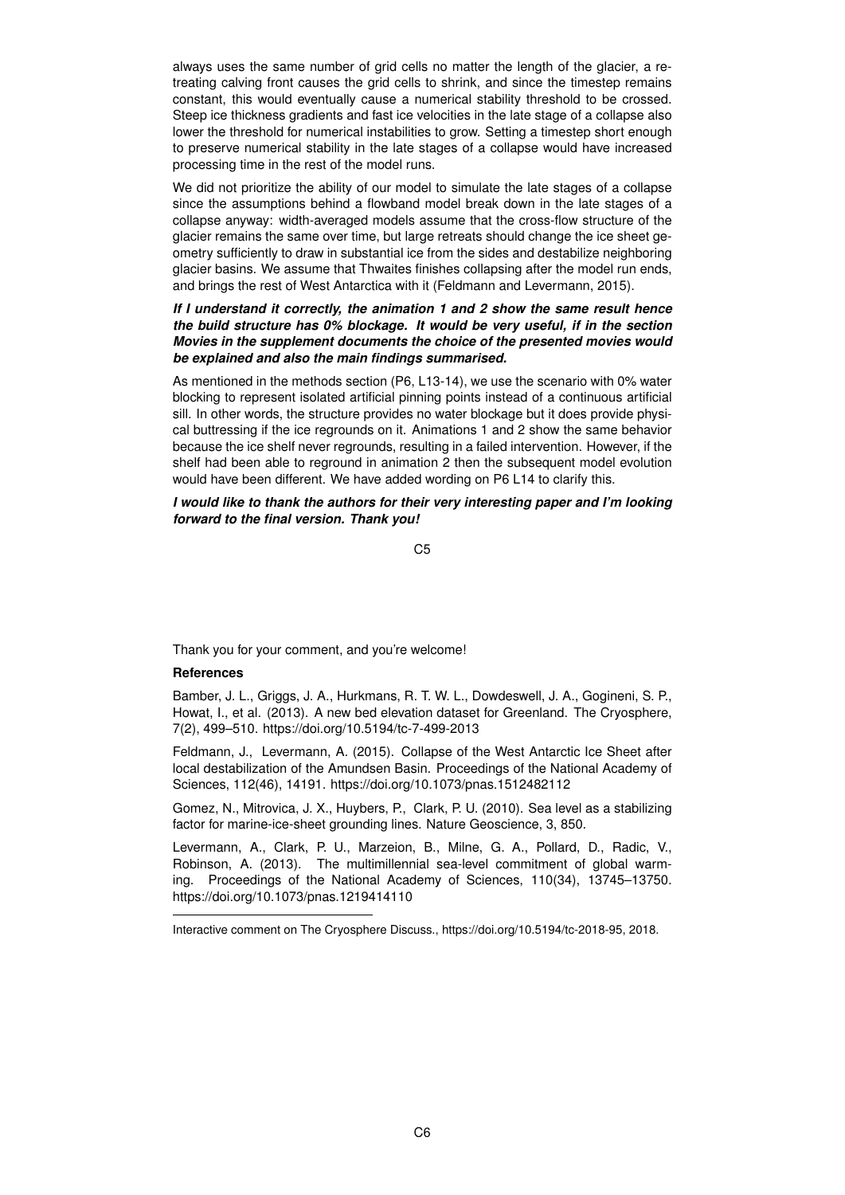always uses the same number of grid cells no matter the length of the glacier, a retreating calving front causes the grid cells to shrink, and since the timestep remains constant, this would eventually cause a numerical stability threshold to be crossed. Steep ice thickness gradients and fast ice velocities in the late stage of a collapse also lower the threshold for numerical instabilities to grow. Setting a timestep short enough to preserve numerical stability in the late stages of a collapse would have increased processing time in the rest of the model runs.

We did not prioritize the ability of our model to simulate the late stages of a collapse since the assumptions behind a flowband model break down in the late stages of a collapse anyway: width-averaged models assume that the cross-flow structure of the glacier remains the same over time, but large retreats should change the ice sheet geometry sufficiently to draw in substantial ice from the sides and destabilize neighboring glacier basins. We assume that Thwaites finishes collapsing after the model run ends, and brings the rest of West Antarctica with it (Feldmann and Levermann, 2015).

***If I understand it correctly, the animation 1 and 2 show the same result hence the build structure has 0% blockage. It would be very useful, if in the section Movies in the supplement documents the choice of the presented movies would be explained and also the main findings summarised.***

As mentioned in the methods section (P6, L13-14), we use the scenario with 0% water blocking to represent isolated artificial pinning points instead of a continuous artificial sill. In other words, the structure provides no water blockage but it does provide physical buttressing if the ice regrounds on it. Animations 1 and 2 show the same behavior because the ice shelf never regrounds, resulting in a failed intervention. However, if the shelf had been able to reground in animation 2 then the subsequent model evolution would have been different. We have added wording on P6 L14 to clarify this.

***I would like to thank the authors for their very interesting paper and I'm looking forward to the final version. Thank you!***

Thank you for your comment, and you're welcome!

**References**

Bamber, J. L., Griggs, J. A., Hurkmans, R. T. W. L., Dowdeswell, J. A., Gogineni, S. P., Howat, I., et al. (2013). A new bed elevation dataset for Greenland. The Cryosphere, 7(2), 499–510. https://doi.org/10.5194/tc-7-499-2013

Feldmann, J., Levermann, A. (2015). Collapse of the West Antarctic Ice Sheet after local destabilization of the Amundsen Basin. Proceedings of the National Academy of Sciences, 112(46), 14191. https://doi.org/10.1073/pnas.1512482112

Gomez, N., Mitrovica, J. X., Huybers, P., Clark, P. U. (2010). Sea level as a stabilizing factor for marine-ice-sheet grounding lines. Nature Geoscience, 3, 850.

Levermann, A., Clark, P. U., Marzeion, B., Milne, G. A., Pollard, D., Radic, V., Robinson, A. (2013). The multimillennial sea-level commitment of global warming. Proceedings of the National Academy of Sciences, 110(34), 13745–13750. https://doi.org/10.1073/pnas.1219414110

Interactive comment on The Cryosphere Discuss., https://doi.org/10.5194/tc-2018-95, 2018.